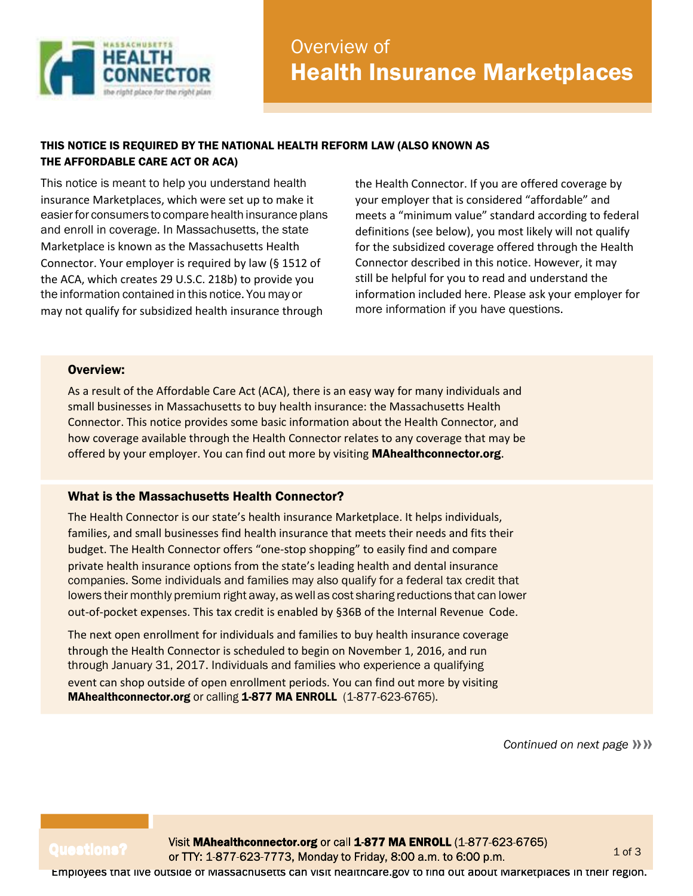# Overview of Health Insurance Marketplaces

**THIS NOTICE IS REQUIRED BY THE NATIONAL HEALTH REFORM LAW (ALSO KNOWN AS THE AFFORDABLE CARE ACT OR ACA)**

This notice is meant to help you understand health insurance Marketplaces, which were set up to make it easier for consumers to compare health insurance plans and enroll in coverage. In Massachusetts, the state Marketplace is known as the Massachusetts Health Connector. Your employer is required by law (§ 1512 of the ACA, which creates 29 U.S.C. 218b) to provide you the information contained in this notice. You may or may not qualify for subsidized health insurance through the Health Connector. If you are offered coverage by your employer that is considered "affordable" and meets a "minimum value" standard according to federal definitions (see below), you most likely will not qualify for the subsidized coverage offered through the Health Connector described in this notice. However, it may still be helpful for you to read and understand the information included here. Please ask your employer for more information if you have questions.

## Overview:

As a result of the Affordable Care Act (ACA), there is an easy way for many individuals and small businesses in Massachusetts to buy health insurance: the Massachusetts Health Connector. This notice provides some basic information about the Health Connector, and how coverage available through the Health Connector relates to any coverage that may be offered by your employer. You can find out more by visiting **MAhealthconnector.org**.

## What is the Massachusetts Health Connector?

The Health Connector is our state's health insurance Marketplace. It helps individuals, families, and small businesses find health insurance that meets their needs and fits their budget. The Health Connector offers "one-stop shopping" to easily find and compare private health insurance options from the state's leading health and dental insurance companies. Some individuals and families may also qualify for a federal tax credit that lowers their monthly premium right away, as well as cost sharing reductions that can lower out-of-pocket expenses. This tax credit is enabled by §36B of the Internal Revenue Code.

The next open enrollment for individuals and families to buy health insurance coverage through the Health Connector is scheduled to begin on November 1, 2016, and run through January 31, 2017. Individuals and families who experience a qualifying event can shop outside of open enrollment periods. You can find out more by visiting **MAhealthconnector.org** or calling **1-877 MA ENROLL** (1-877-623-6765).

*Continued on next page*

**Questions?** Visit **MAhealthconnector.org** or call **1-877 MA ENROLL** (1-877-623-6765) or TTY: 1-877-623-7773, Monday to Friday, 8:00 a.m. to 6:00 p.m.

Employees that live outside of Massachusetts can visit healthcare.gov to find out about Marketplaces in their region.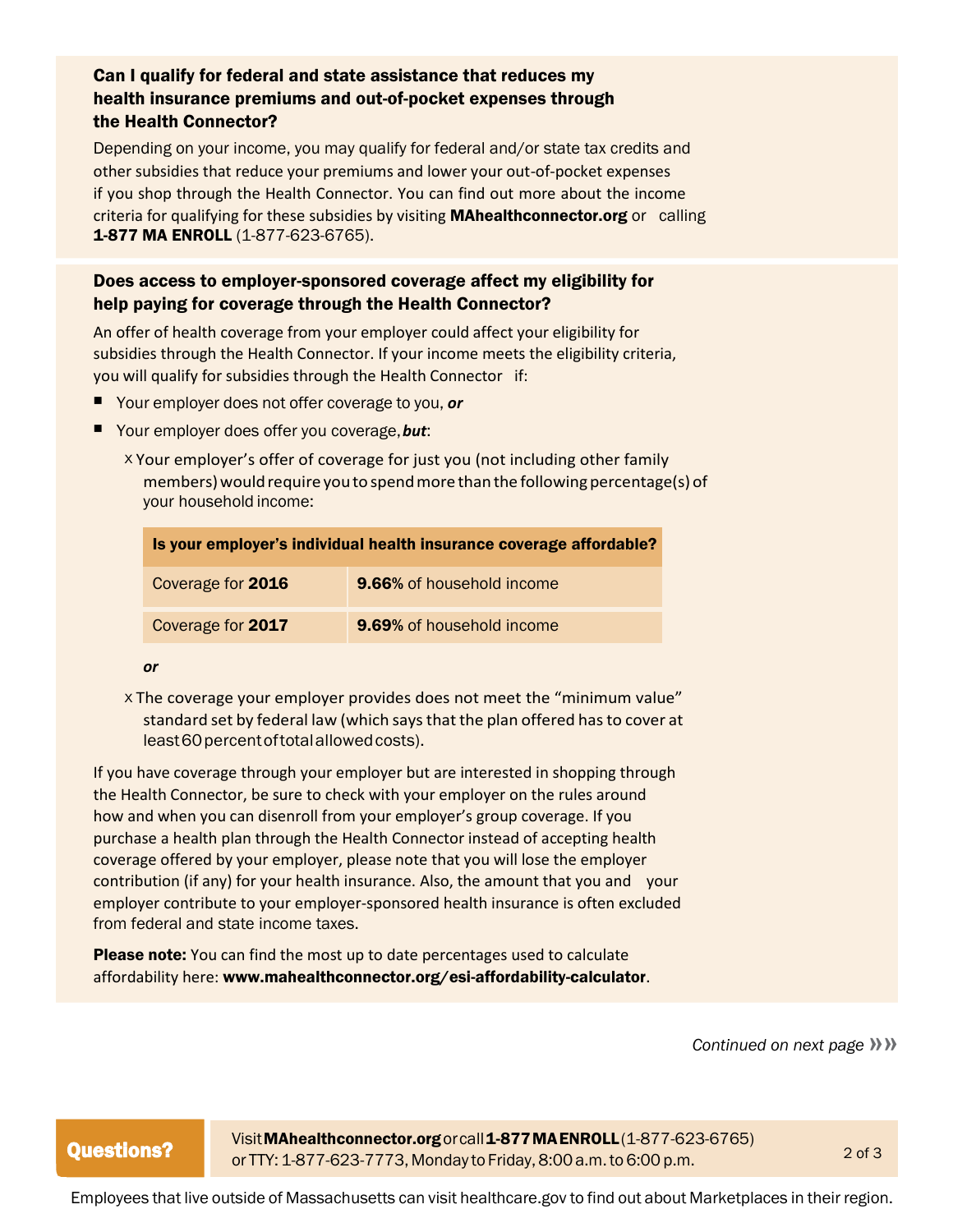### Can I qualify for federal and state assistance that reduces my health insurance premiums and out-of-pocket expenses through the Health Connector?

Depending on your income, you may qualify for federal and/or state tax credits and other subsidies that reduce your premiums and lower your out-of-pocket expenses if you shop through the Health Connector. You can find out more about the income criteria for qualifying for these subsidies by visiting **MAhealthconnector.org** or calling **1-877 MA ENROLL** (1-877-623-6765).

### Does access to employer-sponsored coverage affect my eligibility for help paying for coverage through the Health Connector?

An offer of health coverage from your employer could affect your eligibility for subsidies through the Health Connector. If your income meets the eligibility criteria, you will qualify for subsidies through the Health Connector if:

- Your employer does not offer coverage to you, ***or***
- Your employer does offer you coverage, ***but***:
  - Your employer's offer of coverage for just you (not including other family members) would require you to spend more than the following percentage(s) of your household income:

| Is your employer's individual health insurance coverage affordable? | |
|---|---|
| Coverage for **2016** | **9.66%** of household income |
| Coverage for **2017** | **9.69%** of household income |

  ***or***

  - The coverage your employer provides does not meet the "minimum value" standard set by federal law (which says that the plan offered has to cover at least 60 percent of total allowed costs).

If you have coverage through your employer but are interested in shopping through the Health Connector, be sure to check with your employer on the rules around how and when you can disenroll from your employer's group coverage. If you purchase a health plan through the Health Connector instead of accepting health coverage offered by your employer, please note that you will lose the employer contribution (if any) for your health insurance. Also, the amount that you and your employer contribute to your employer-sponsored health insurance is often excluded from federal and state income taxes.

**Please note:** You can find the most up to date percentages used to calculate affordability here: **www.mahealthconnector.org/esi-affordability-calculator**.

*Continued on next page* »»

**Questions?** Visit **MAhealthconnector.org** or call **1-877 MA ENROLL** (1-877-623-6765) or TTY: 1-877-623-7773, Monday to Friday, 8:00 a.m. to 6:00 p.m.

Employees that live outside of Massachusetts can visit healthcare.gov to find out about Marketplaces in their region.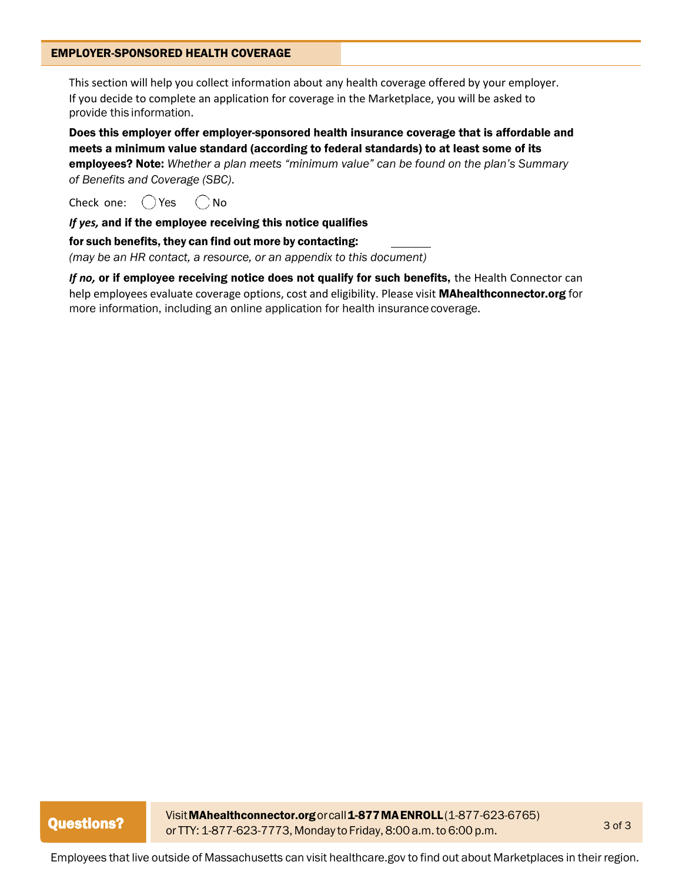## EMPLOYER-SPONSORED HEALTH COVERAGE

This section will help you collect information about any health coverage offered by your employer. If you decide to complete an application for coverage in the Marketplace, you will be asked to provide this information.

**Does this employer offer employer-sponsored health insurance coverage that is affordable and meets a minimum value standard (according to federal standards) to at least some of its employees? Note:** *Whether a plan meets "minimum value" can be found on the plan's Summary of Benefits and Coverage (SBC).*

Check one: ◯ Yes ◯ No

***If yes,* and if the employee receiving this notice qualifies for such benefits, they can find out more by contacting:** \_\_\_\_\_\_
*(may be an HR contact, a resource, or an appendix to this document)*

***If no,* or if employee receiving notice does not qualify for such benefits,** the Health Connector can help employees evaluate coverage options, cost and eligibility. Please visit **MAhealthconnector.org** for more information, including an online application for health insurance coverage.

**Questions?** Visit **MAhealthconnector.org** or call **1-877 MA ENROLL** (1-877-623-6765) or TTY: 1-877-623-7773, Monday to Friday, 8:00 a.m. to 6:00 p.m.

Employees that live outside of Massachusetts can visit healthcare.gov to find out about Marketplaces in their region.